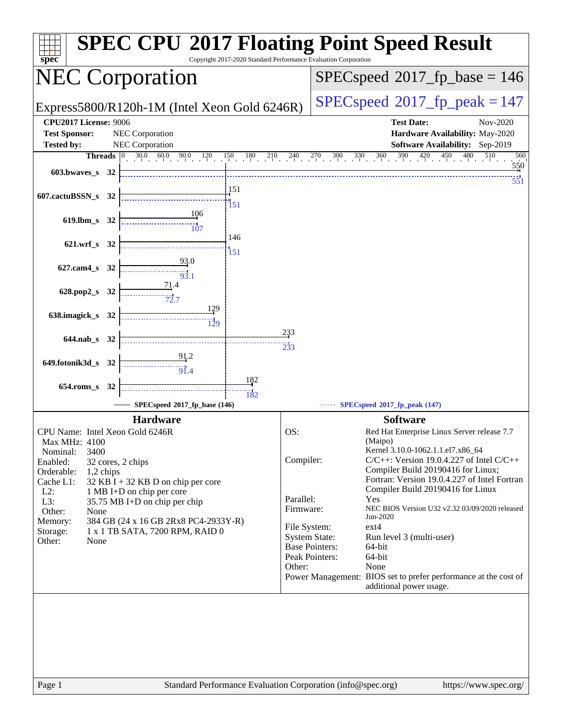# SPEC CPU 2017 Floating Point Speed Result

Copyright 2017-2020 Standard Performance Evaluation Corporation

## NEC Corporation

Express5800/R120h-1M (Intel Xeon Gold 6246R)

SPECspeed 2017_fp_base = 146

SPECspeed 2017_fp_peak = 147

| | | | |
|---|---|---|---|
| **CPU2017 License:** | 9006 | **Test Date:** | Nov-2020 |
| **Test Sponsor:** | NEC Corporation | **Hardware Availability:** | May-2020 |
| **Tested by:** | NEC Corporation | **Software Availability:** | Sep-2019 |

| Benchmark | Threads | SPECspeed 2017_fp_base (146) | SPECspeed 2017_fp_peak (147) |
|---|---|---|---|
| 603.bwaves_s | 32 | 550 | 551 |
| 607.cactuBSSN_s | 32 | 151 | 151 |
| 619.lbm_s | 32 | 106 | 107 |
| 621.wrf_s | 32 | 146 | 151 |
| 627.cam4_s | 32 | 93.0 | 93.1 |
| 628.pop2_s | 32 | 71.4 | 72.7 |
| 638.imagick_s | 32 | 129 | 129 |
| 644.nab_s | 32 | 233 | 233 |
| 649.fotonik3d_s | 32 | 91.2 | 91.4 |
| 654.roms_s | 32 | 182 | 182 |

### Hardware

| | |
|---|---|
| CPU Name: | Intel Xeon Gold 6246R |
| Max MHz: | 4100 |
| Nominal: | 3400 |
| Enabled: | 32 cores, 2 chips |
| Orderable: | 1,2 chips |
| Cache L1: | 32 KB I + 32 KB D on chip per core |
| L2: | 1 MB I+D on chip per core |
| L3: | 35.75 MB I+D on chip per chip |
| Other: | None |
| Memory: | 384 GB (24 x 16 GB 2Rx8 PC4-2933Y-R) |
| Storage: | 1 x 1 TB SATA, 7200 RPM, RAID 0 |
| Other: | None |

### Software

| | |
|---|---|
| OS: | Red Hat Enterprise Linux Server release 7.7 (Maipo) Kernel 3.10.0-1062.1.1.el7.x86_64 |
| Compiler: | C/C++: Version 19.0.4.227 of Intel C/C++ Compiler Build 20190416 for Linux; Fortran: Version 19.0.4.227 of Intel Fortran Compiler Build 20190416 for Linux |
| Parallel: | Yes |
| Firmware: | NEC BIOS Version U32 v2.32 03/09/2020 released Jun-2020 |
| File System: | ext4 |
| System State: | Run level 3 (multi-user) |
| Base Pointers: | 64-bit |
| Peak Pointers: | 64-bit |
| Other: | None |
| Power Management: | BIOS set to prefer performance at the cost of additional power usage. |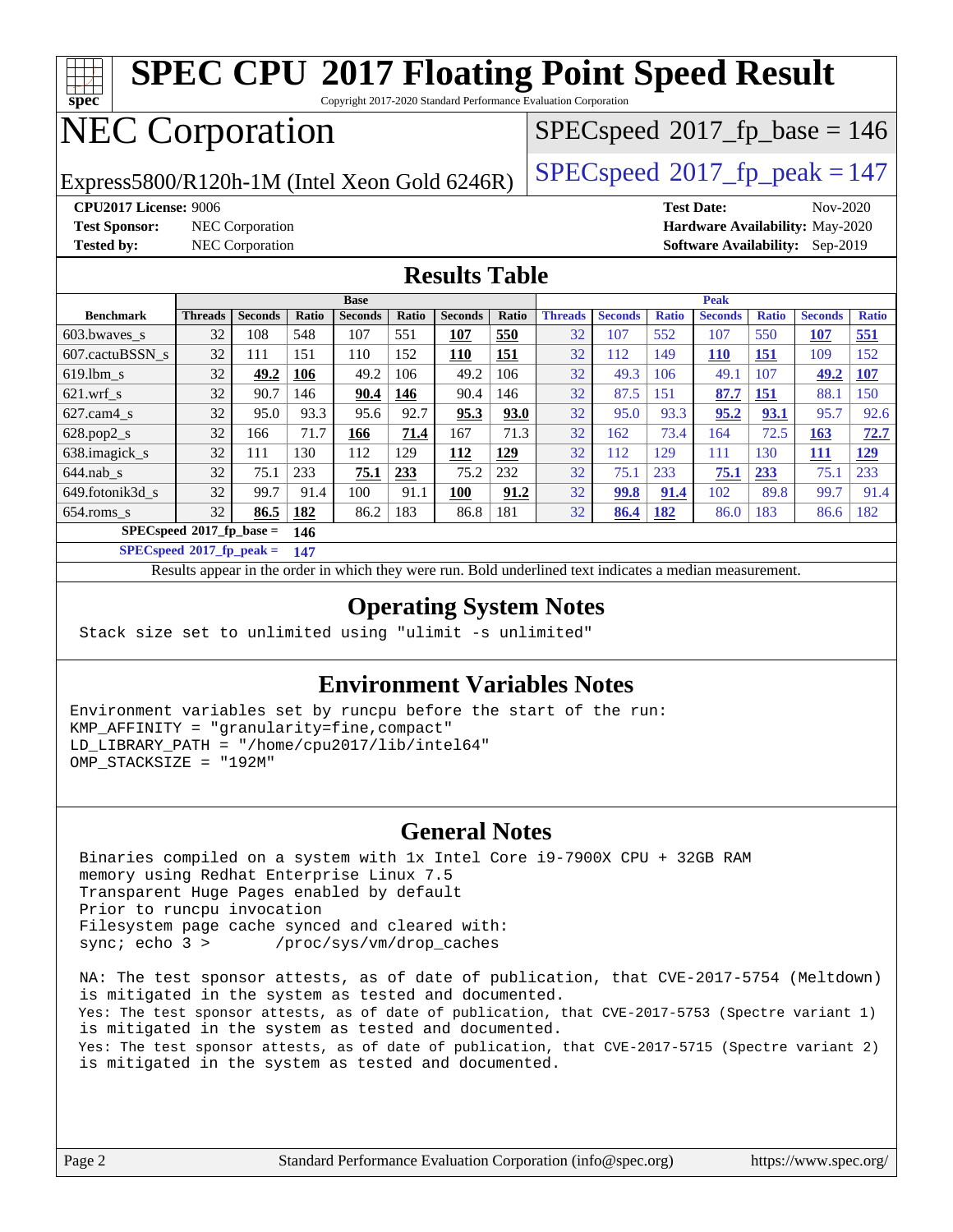# SPEC CPU 2017 Floating Point Speed Result

Copyright 2017-2020 Standard Performance Evaluation Corporation

# NEC Corporation

Express5800/R120h-1M (Intel Xeon Gold 6246R)

SPECspeed 2017_fp_base = 146

SPECspeed 2017_fp_peak = 147

**CPU2017 License:** 9006
**Test Sponsor:** NEC Corporation
**Tested by:** NEC Corporation

**Test Date:** Nov-2020
**Hardware Availability:** May-2020
**Software Availability:** Sep-2019

## Results Table

| Benchmark | Base | | | | | | | Peak | | | | | | |
|---|---|---|---|---|---|---|---|---|---|---|---|---|---|---|
| | Threads | Seconds | Ratio | Seconds | Ratio | Seconds | Ratio | Threads | Seconds | Ratio | Seconds | Ratio | Seconds | Ratio |
| 603.bwaves_s | 32 | 108 | 548 | 107 | 551 | **107** | **550** | 32 | 107 | 552 | 107 | 550 | **107** | **551** |
| 607.cactuBSSN_s | 32 | 111 | 151 | 110 | 152 | **110** | **151** | 32 | 112 | 149 | **110** | **151** | 109 | 152 |
| 619.lbm_s | 32 | **49.2** | **106** | 49.2 | 106 | 49.2 | 106 | 32 | 49.3 | 106 | 49.1 | 107 | **49.2** | **107** |
| 621.wrf_s | 32 | 90.7 | 146 | **90.4** | **146** | 90.4 | 146 | 32 | 87.5 | 151 | **87.7** | **151** | 88.1 | 150 |
| 627.cam4_s | 32 | 95.0 | 93.3 | 95.6 | 92.7 | **95.3** | **93.0** | 32 | 95.0 | 93.3 | **95.2** | **93.1** | 95.7 | 92.6 |
| 628.pop2_s | 32 | 166 | 71.7 | **166** | **71.4** | 167 | 71.3 | 32 | 162 | 73.4 | 164 | 72.5 | **163** | **72.7** |
| 638.imagick_s | 32 | 111 | 130 | 112 | 129 | **112** | **129** | 32 | 112 | 129 | 111 | 130 | **111** | **129** |
| 644.nab_s | 32 | 75.1 | 233 | **75.1** | **233** | 75.2 | 232 | 32 | 75.1 | 233 | **75.1** | **233** | 75.1 | 233 |
| 649.fotonik3d_s | 32 | 99.7 | 91.4 | 100 | 91.1 | **100** | **91.2** | 32 | **99.8** | **91.4** | 102 | 89.8 | 99.7 | 91.4 |
| 654.roms_s | 32 | **86.5** | **182** | 86.2 | 183 | 86.8 | 181 | 32 | **86.4** | **182** | 86.0 | 183 | 86.6 | 182 |

**SPECspeed 2017_fp_base = 146**

**SPECspeed 2017_fp_peak = 147**

Results appear in the order in which they were run. Bold underlined text indicates a median measurement.

## Operating System Notes

```
Stack size set to unlimited using "ulimit -s unlimited"
```

## Environment Variables Notes

```
Environment variables set by runcpu before the start of the run:
KMP_AFFINITY = "granularity=fine,compact"
LD_LIBRARY_PATH = "/home/cpu2017/lib/intel64"
OMP_STACKSIZE = "192M"
```

## General Notes

```
Binaries compiled on a system with 1x Intel Core i9-7900X CPU + 32GB RAM
memory using Redhat Enterprise Linux 7.5
Transparent Huge Pages enabled by default
Prior to runcpu invocation
Filesystem page cache synced and cleared with:
sync; echo 3 >       /proc/sys/vm/drop_caches

NA: The test sponsor attests, as of date of publication, that CVE-2017-5754 (Meltdown)
is mitigated in the system as tested and documented.
Yes: The test sponsor attests, as of date of publication, that CVE-2017-5753 (Spectre variant 1)
is mitigated in the system as tested and documented.
Yes: The test sponsor attests, as of date of publication, that CVE-2017-5715 (Spectre variant 2)
is mitigated in the system as tested and documented.
```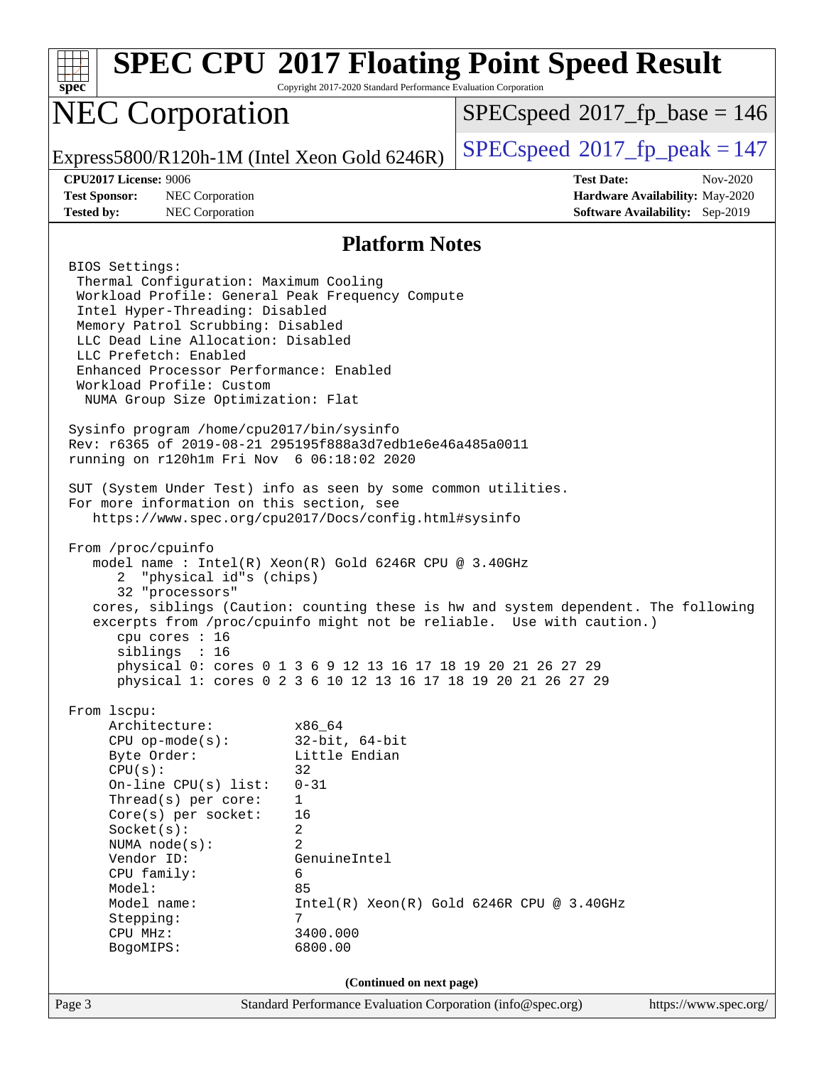## Platform Notes

```
BIOS Settings:
 Thermal Configuration: Maximum Cooling
 Workload Profile: General Peak Frequency Compute
 Intel Hyper-Threading: Disabled
 Memory Patrol Scrubbing: Disabled
 LLC Dead Line Allocation: Disabled
 LLC Prefetch: Enabled
 Enhanced Processor Performance: Enabled
 Workload Profile: Custom
  NUMA Group Size Optimization: Flat

Sysinfo program /home/cpu2017/bin/sysinfo
Rev: r6365 of 2019-08-21 295195f888a3d7edb1e6e46a485a0011
running on r120h1m Fri Nov  6 06:18:02 2020

SUT (System Under Test) info as seen by some common utilities.
For more information on this section, see
   https://www.spec.org/cpu2017/Docs/config.html#sysinfo

From /proc/cpuinfo
   model name : Intel(R) Xeon(R) Gold 6246R CPU @ 3.40GHz
      2  "physical id"s (chips)
      32 "processors"
   cores, siblings (Caution: counting these is hw and system dependent. The following
   excerpts from /proc/cpuinfo might not be reliable.  Use with caution.)
      cpu cores : 16
      siblings  : 16
      physical 0: cores 0 1 3 6 9 12 13 16 17 18 19 20 21 26 27 29
      physical 1: cores 0 2 3 6 10 12 13 16 17 18 19 20 21 26 27 29

From lscpu:
     Architecture:          x86_64
     CPU op-mode(s):        32-bit, 64-bit
     Byte Order:            Little Endian
     CPU(s):                32
     On-line CPU(s) list:   0-31
     Thread(s) per core:    1
     Core(s) per socket:    16
     Socket(s):             2
     NUMA node(s):          2
     Vendor ID:             GenuineIntel
     CPU family:            6
     Model:                 85
     Model name:            Intel(R) Xeon(R) Gold 6246R CPU @ 3.40GHz
     Stepping:              7
     CPU MHz:               3400.000
     BogoMIPS:              6800.00
```

(Continued on next page)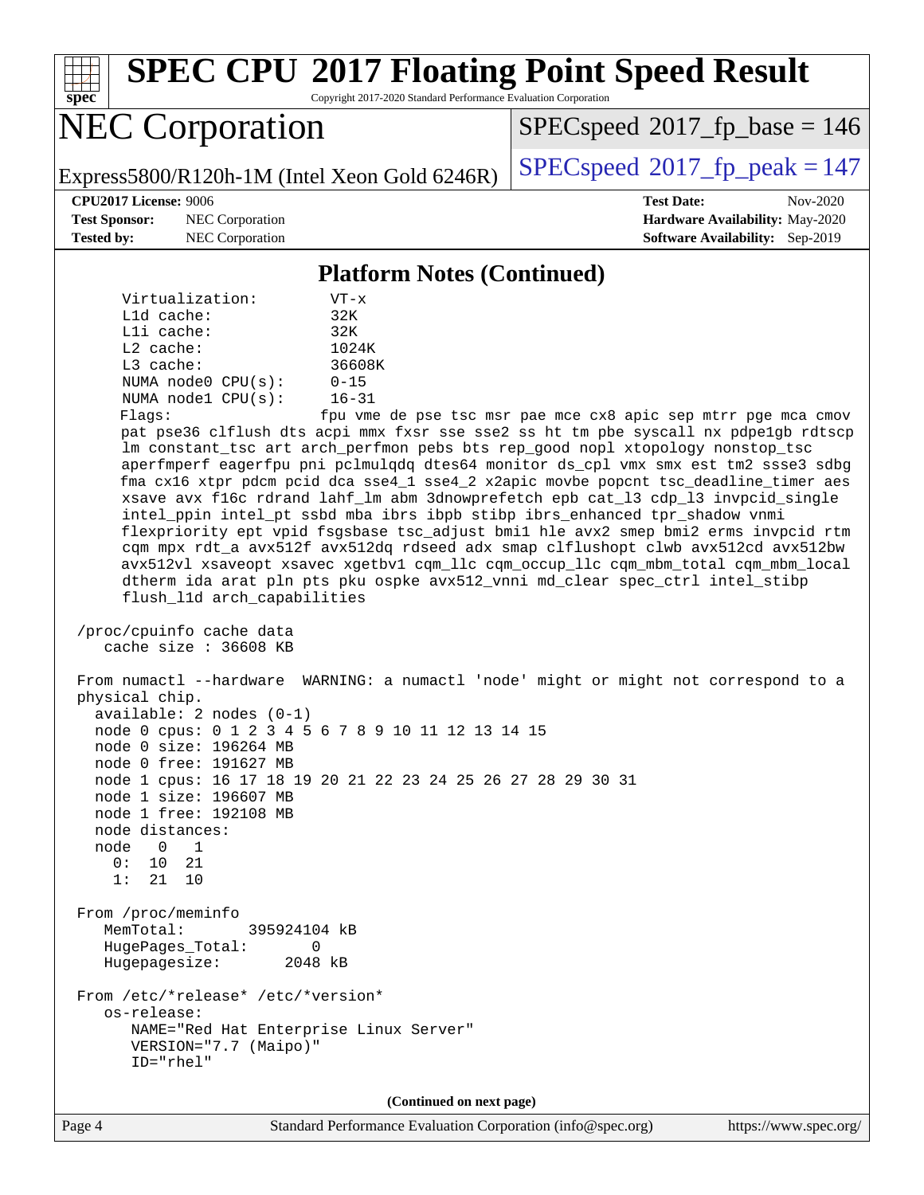## Platform Notes (Continued)

```
      Virtualization:        VT-x
      L1d cache:             32K
      L1i cache:             32K
      L2 cache:              1024K
      L3 cache:              36608K
      NUMA node0 CPU(s):     0-15
      NUMA node1 CPU(s):     16-31
      Flags:                 fpu vme de pse tsc msr pae mce cx8 apic sep mtrr pge mca cmov
      pat pse36 clflush dts acpi mmx fxsr sse sse2 ss ht tm pbe syscall nx pdpe1gb rdtscp
      lm constant_tsc art arch_perfmon pebs bts rep_good nopl xtopology nonstop_tsc
      aperfmperf eagerfpu pni pclmulqdq dtes64 monitor ds_cpl vmx smx est tm2 ssse3 sdbg
      fma cx16 xtpr pdcm pcid dca sse4_1 sse4_2 x2apic movbe popcnt tsc_deadline_timer aes
      xsave avx f16c rdrand lahf_lm abm 3dnowprefetch epb cat_l3 cdp_l3 invpcid_single
      intel_ppin intel_pt ssbd mba ibrs ibpb stibp ibrs_enhanced tpr_shadow vnmi
      flexpriority ept vpid fsgsbase tsc_adjust bmi1 hle avx2 smep bmi2 erms invpcid rtm
      cqm mpx rdt_a avx512f avx512dq rdseed adx smap clflushopt clwb avx512cd avx512bw
      avx512vl xsaveopt xsavec xgetbv1 cqm_llc cqm_occup_llc cqm_mbm_total cqm_mbm_local
      dtherm ida arat pln pts pku ospke avx512_vnni md_clear spec_ctrl intel_stibp
      flush_l1d arch_capabilities

 /proc/cpuinfo cache data
    cache size : 36608 KB

 From numactl --hardware  WARNING: a numactl 'node' might or might not correspond to a
 physical chip.
   available: 2 nodes (0-1)
   node 0 cpus: 0 1 2 3 4 5 6 7 8 9 10 11 12 13 14 15
   node 0 size: 196264 MB
   node 0 free: 191627 MB
   node 1 cpus: 16 17 18 19 20 21 22 23 24 25 26 27 28 29 30 31
   node 1 size: 196607 MB
   node 1 free: 192108 MB
   node distances:
   node   0   1
     0:  10  21
     1:  21  10

 From /proc/meminfo
    MemTotal:       395924104 kB
    HugePages_Total:       0
    Hugepagesize:       2048 kB

 From /etc/*release* /etc/*version*
    os-release:
       NAME="Red Hat Enterprise Linux Server"
       VERSION="7.7 (Maipo)"
       ID="rhel"
```

(Continued on next page)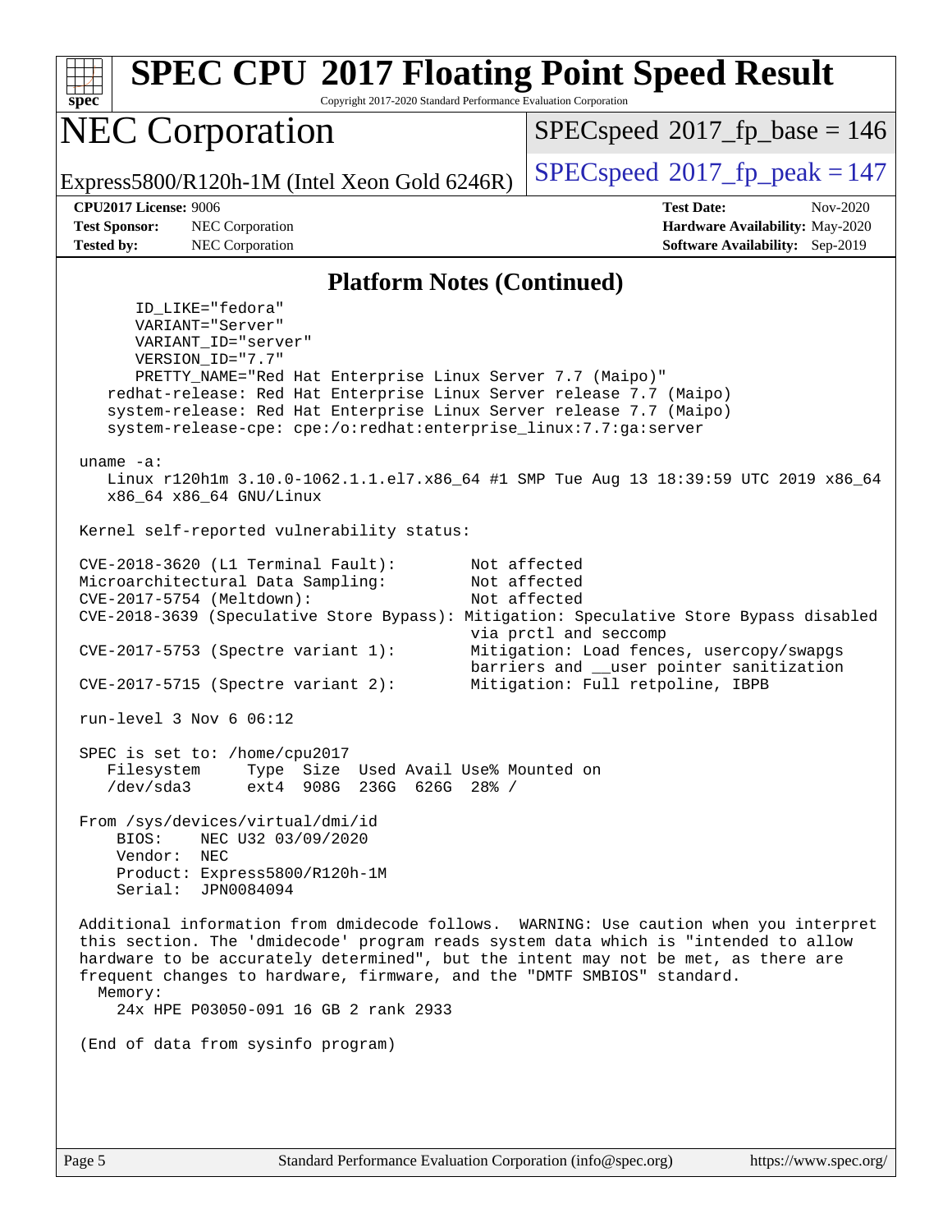# SPEC CPU 2017 Floating Point Speed Result

Copyright 2017-2020 Standard Performance Evaluation Corporation

## NEC Corporation

Express5800/R120h-1M (Intel Xeon Gold 6246R)

SPECspeed 2017_fp_base = 146

SPECspeed 2017_fp_peak = 147

**CPU2017 License:** 9006
**Test Sponsor:** NEC Corporation
**Tested by:** NEC Corporation

**Test Date:** Nov-2020
**Hardware Availability:** May-2020
**Software Availability:** Sep-2019

### Platform Notes (Continued)

```
        ID_LIKE="fedora"
        VARIANT="Server"
        VARIANT_ID="server"
        VERSION_ID="7.7"
        PRETTY_NAME="Red Hat Enterprise Linux Server 7.7 (Maipo)"
     redhat-release: Red Hat Enterprise Linux Server release 7.7 (Maipo)
     system-release: Red Hat Enterprise Linux Server release 7.7 (Maipo)
     system-release-cpe: cpe:/o:redhat:enterprise_linux:7.7:ga:server

  uname -a:
     Linux r120h1m 3.10.0-1062.1.1.el7.x86_64 #1 SMP Tue Aug 13 18:39:59 UTC 2019 x86_64
     x86_64 x86_64 GNU/Linux

  Kernel self-reported vulnerability status:

  CVE-2018-3620 (L1 Terminal Fault):          Not affected
  Microarchitectural Data Sampling:           Not affected
  CVE-2017-5754 (Meltdown):                   Not affected
  CVE-2018-3639 (Speculative Store Bypass): Mitigation: Speculative Store Bypass disabled
                                              via prctl and seccomp
  CVE-2017-5753 (Spectre variant 1):          Mitigation: Load fences, usercopy/swapgs
                                              barriers and __user pointer sanitization
  CVE-2017-5715 (Spectre variant 2):          Mitigation: Full retpoline, IBPB

  run-level 3 Nov 6 06:12

  SPEC is set to: /home/cpu2017
     Filesystem     Type  Size  Used Avail Use% Mounted on
     /dev/sda3      ext4  908G  236G  626G  28% /

  From /sys/devices/virtual/dmi/id
      BIOS:    NEC U32 03/09/2020
      Vendor:  NEC
      Product: Express5800/R120h-1M
      Serial:  JPN0084094

  Additional information from dmidecode follows.  WARNING: Use caution when you interpret
  this section. The 'dmidecode' program reads system data which is "intended to allow
  hardware to be accurately determined", but the intent may not be met, as there are
  frequent changes to hardware, firmware, and the "DMTF SMBIOS" standard.
    Memory:
      24x HPE P03050-091 16 GB 2 rank 2933

  (End of data from sysinfo program)
```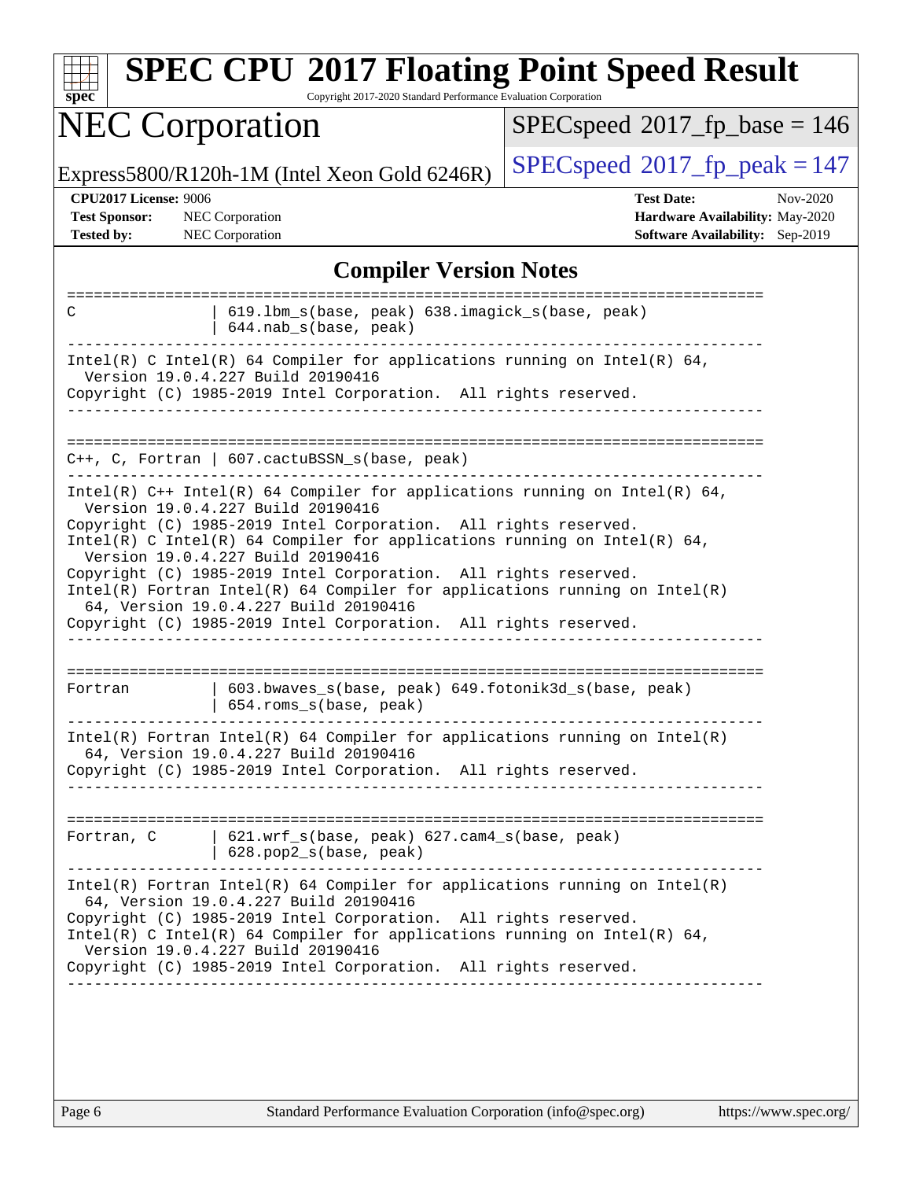## Compiler Version Notes

```
==============================================================================
C               | 619.lbm_s(base, peak) 638.imagick_s(base, peak)
                | 644.nab_s(base, peak)
------------------------------------------------------------------------------
Intel(R) C Intel(R) 64 Compiler for applications running on Intel(R) 64,
  Version 19.0.4.227 Build 20190416
Copyright (C) 1985-2019 Intel Corporation.  All rights reserved.
------------------------------------------------------------------------------

==============================================================================
C++, C, Fortran | 607.cactuBSSN_s(base, peak)
------------------------------------------------------------------------------
Intel(R) C++ Intel(R) 64 Compiler for applications running on Intel(R) 64,
  Version 19.0.4.227 Build 20190416
Copyright (C) 1985-2019 Intel Corporation.  All rights reserved.
Intel(R) C Intel(R) 64 Compiler for applications running on Intel(R) 64,
  Version 19.0.4.227 Build 20190416
Copyright (C) 1985-2019 Intel Corporation.  All rights reserved.
Intel(R) Fortran Intel(R) 64 Compiler for applications running on Intel(R)
  64, Version 19.0.4.227 Build 20190416
Copyright (C) 1985-2019 Intel Corporation.  All rights reserved.
------------------------------------------------------------------------------

==============================================================================
Fortran         | 603.bwaves_s(base, peak) 649.fotonik3d_s(base, peak)
                | 654.roms_s(base, peak)
------------------------------------------------------------------------------
Intel(R) Fortran Intel(R) 64 Compiler for applications running on Intel(R)
  64, Version 19.0.4.227 Build 20190416
Copyright (C) 1985-2019 Intel Corporation.  All rights reserved.
------------------------------------------------------------------------------

==============================================================================
Fortran, C      | 621.wrf_s(base, peak) 627.cam4_s(base, peak)
                | 628.pop2_s(base, peak)
------------------------------------------------------------------------------
Intel(R) Fortran Intel(R) 64 Compiler for applications running on Intel(R)
  64, Version 19.0.4.227 Build 20190416
Copyright (C) 1985-2019 Intel Corporation.  All rights reserved.
Intel(R) C Intel(R) 64 Compiler for applications running on Intel(R) 64,
  Version 19.0.4.227 Build 20190416
Copyright (C) 1985-2019 Intel Corporation.  All rights reserved.
------------------------------------------------------------------------------
```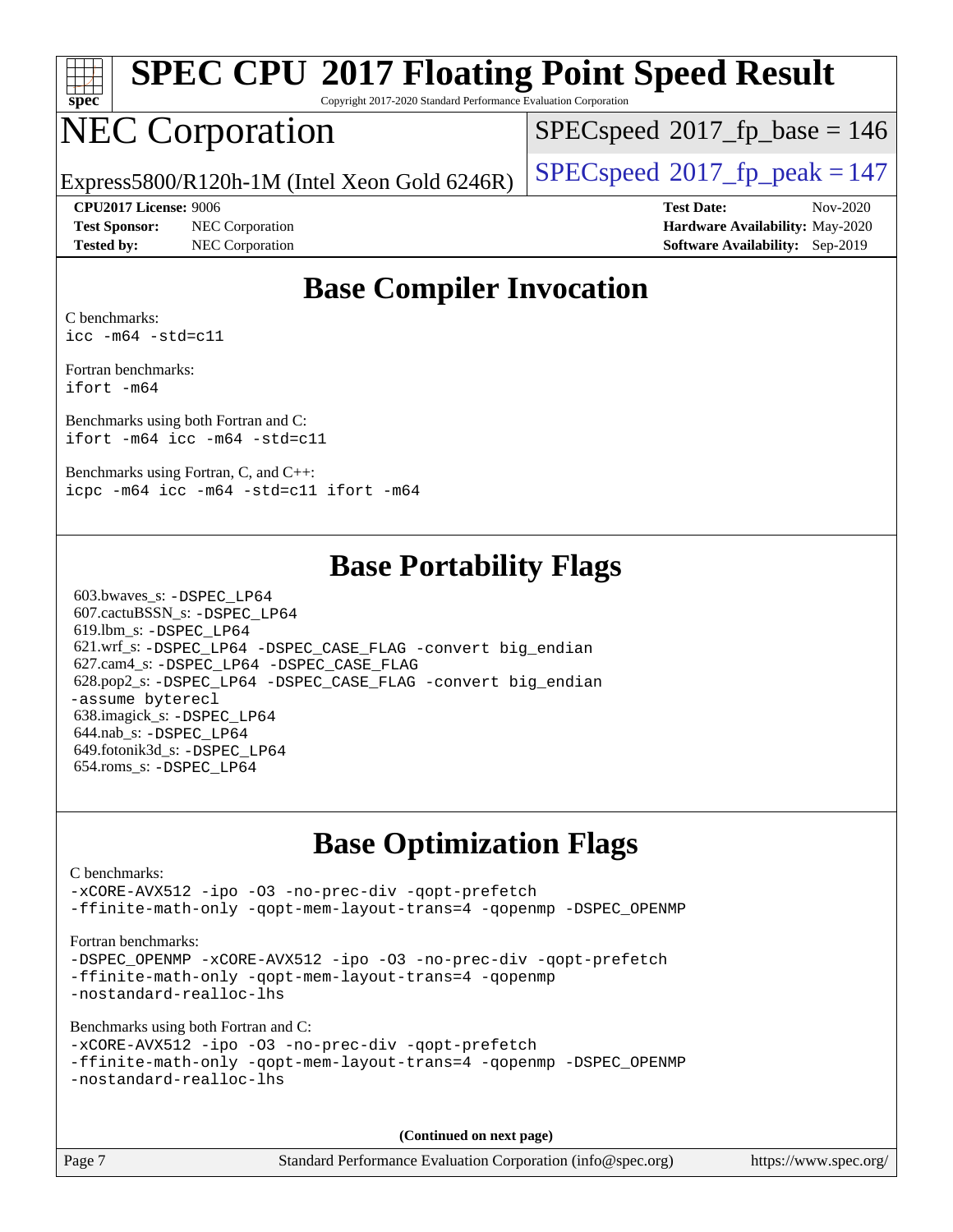## Base Compiler Invocation

C benchmarks:
`icc -m64 -std=c11`

Fortran benchmarks:
`ifort -m64`

Benchmarks using both Fortran and C:
`ifort -m64 icc -m64 -std=c11`

Benchmarks using Fortran, C, and C++:
`icpc -m64 icc -m64 -std=c11 ifort -m64`

## Base Portability Flags

603.bwaves_s: `-DSPEC_LP64`
607.cactuBSSN_s: `-DSPEC_LP64`
619.lbm_s: `-DSPEC_LP64`
621.wrf_s: `-DSPEC_LP64 -DSPEC_CASE_FLAG -convert big_endian`
627.cam4_s: `-DSPEC_LP64 -DSPEC_CASE_FLAG`
628.pop2_s: `-DSPEC_LP64 -DSPEC_CASE_FLAG -convert big_endian -assume byterecl`
638.imagick_s: `-DSPEC_LP64`
644.nab_s: `-DSPEC_LP64`
649.fotonik3d_s: `-DSPEC_LP64`
654.roms_s: `-DSPEC_LP64`

## Base Optimization Flags

C benchmarks:
`-xCORE-AVX512 -ipo -O3 -no-prec-div -qopt-prefetch -ffinite-math-only -qopt-mem-layout-trans=4 -qopenmp -DSPEC_OPENMP`

Fortran benchmarks:
`-DSPEC_OPENMP -xCORE-AVX512 -ipo -O3 -no-prec-div -qopt-prefetch -ffinite-math-only -qopt-mem-layout-trans=4 -qopenmp -nostandard-realloc-lhs`

Benchmarks using both Fortran and C:
`-xCORE-AVX512 -ipo -O3 -no-prec-div -qopt-prefetch -ffinite-math-only -qopt-mem-layout-trans=4 -qopenmp -DSPEC_OPENMP -nostandard-realloc-lhs`

**(Continued on next page)**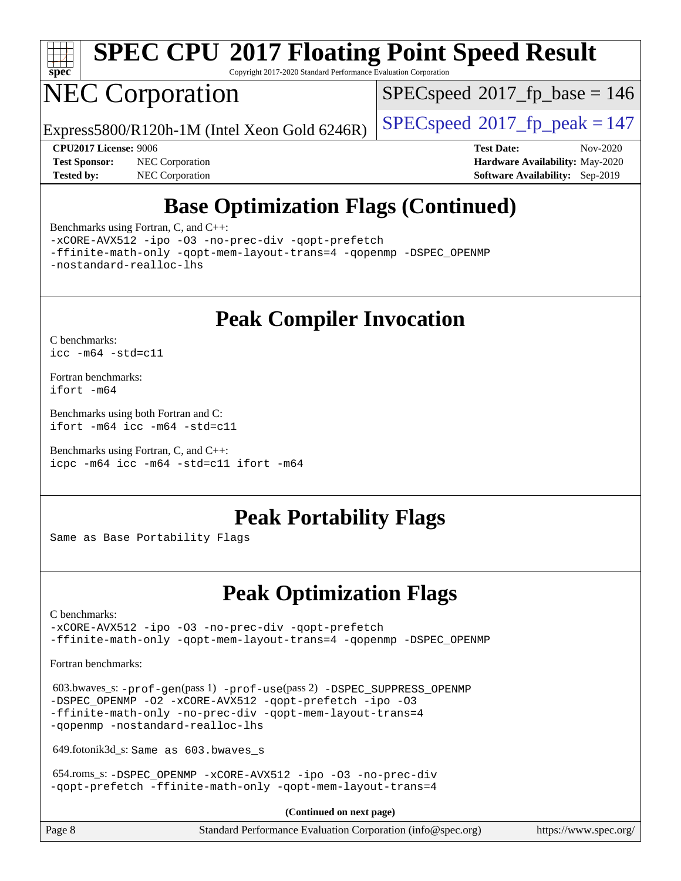## Base Optimization Flags (Continued)

Benchmarks using Fortran, C, and C++:

```
-xCORE-AVX512 -ipo -O3 -no-prec-div -qopt-prefetch
-ffinite-math-only -qopt-mem-layout-trans=4 -qopenmp -DSPEC_OPENMP
-nostandard-realloc-lhs
```

## Peak Compiler Invocation

C benchmarks:
```
icc -m64 -std=c11
```

Fortran benchmarks:
```
ifort -m64
```

Benchmarks using both Fortran and C:
```
ifort -m64 icc -m64 -std=c11
```

Benchmarks using Fortran, C, and C++:
```
icpc -m64 icc -m64 -std=c11 ifort -m64
```

## Peak Portability Flags

Same as Base Portability Flags

## Peak Optimization Flags

C benchmarks:
```
-xCORE-AVX512 -ipo -O3 -no-prec-div -qopt-prefetch
-ffinite-math-only -qopt-mem-layout-trans=4 -qopenmp -DSPEC_OPENMP
```

Fortran benchmarks:

603.bwaves_s: -prof-gen(pass 1) -prof-use(pass 2) -DSPEC_SUPPRESS_OPENMP -DSPEC_OPENMP -O2 -xCORE-AVX512 -qopt-prefetch -ipo -O3 -ffinite-math-only -no-prec-div -qopt-mem-layout-trans=4 -qopenmp -nostandard-realloc-lhs

649.fotonik3d_s: Same as 603.bwaves_s

654.roms_s: -DSPEC_OPENMP -xCORE-AVX512 -ipo -O3 -no-prec-div -qopt-prefetch -ffinite-math-only -qopt-mem-layout-trans=4

**(Continued on next page)**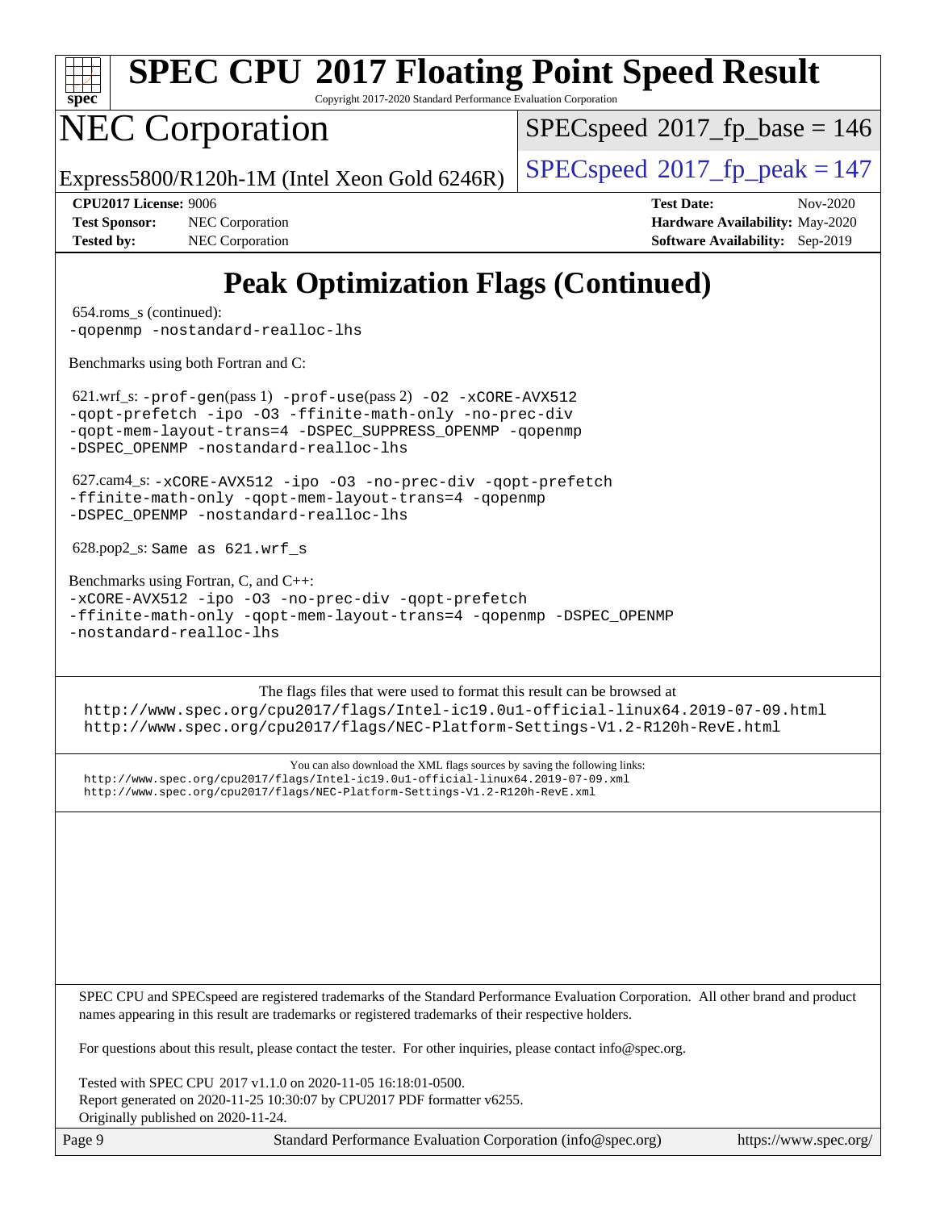# SPEC CPU 2017 Floating Point Speed Result

Copyright 2017-2020 Standard Performance Evaluation Corporation

# NEC Corporation

Express5800/R120h-1M (Intel Xeon Gold 6246R)

SPECspeed 2017_fp_base = 146

SPECspeed 2017_fp_peak = 147

**CPU2017 License:** 9006
**Test Sponsor:** NEC Corporation
**Tested by:** NEC Corporation

**Test Date:** Nov-2020
**Hardware Availability:** May-2020
**Software Availability:** Sep-2019

## Peak Optimization Flags (Continued)

654.roms_s (continued):
-qopenmp -nostandard-realloc-lhs

Benchmarks using both Fortran and C:

621.wrf_s: -prof-gen(pass 1) -prof-use(pass 2) -O2 -xCORE-AVX512 -qopt-prefetch -ipo -O3 -ffinite-math-only -no-prec-div -qopt-mem-layout-trans=4 -DSPEC_SUPPRESS_OPENMP -qopenmp -DSPEC_OPENMP -nostandard-realloc-lhs

627.cam4_s: -xCORE-AVX512 -ipo -O3 -no-prec-div -qopt-prefetch -ffinite-math-only -qopt-mem-layout-trans=4 -qopenmp -DSPEC_OPENMP -nostandard-realloc-lhs

628.pop2_s: Same as 621.wrf_s

Benchmarks using Fortran, C, and C++:
-xCORE-AVX512 -ipo -O3 -no-prec-div -qopt-prefetch -ffinite-math-only -qopt-mem-layout-trans=4 -qopenmp -DSPEC_OPENMP -nostandard-realloc-lhs

The flags files that were used to format this result can be browsed at
http://www.spec.org/cpu2017/flags/Intel-ic19.0u1-official-linux64.2019-07-09.html
http://www.spec.org/cpu2017/flags/NEC-Platform-Settings-V1.2-R120h-RevE.html

You can also download the XML flags sources by saving the following links:
http://www.spec.org/cpu2017/flags/Intel-ic19.0u1-official-linux64.2019-07-09.xml
http://www.spec.org/cpu2017/flags/NEC-Platform-Settings-V1.2-R120h-RevE.xml

SPEC CPU and SPECspeed are registered trademarks of the Standard Performance Evaluation Corporation. All other brand and product names appearing in this result are trademarks or registered trademarks of their respective holders.

For questions about this result, please contact the tester. For other inquiries, please contact info@spec.org.

Tested with SPEC CPU 2017 v1.1.0 on 2020-11-05 16:18:01-0500.
Report generated on 2020-11-25 10:30:07 by CPU2017 PDF formatter v6255.
Originally published on 2020-11-24.